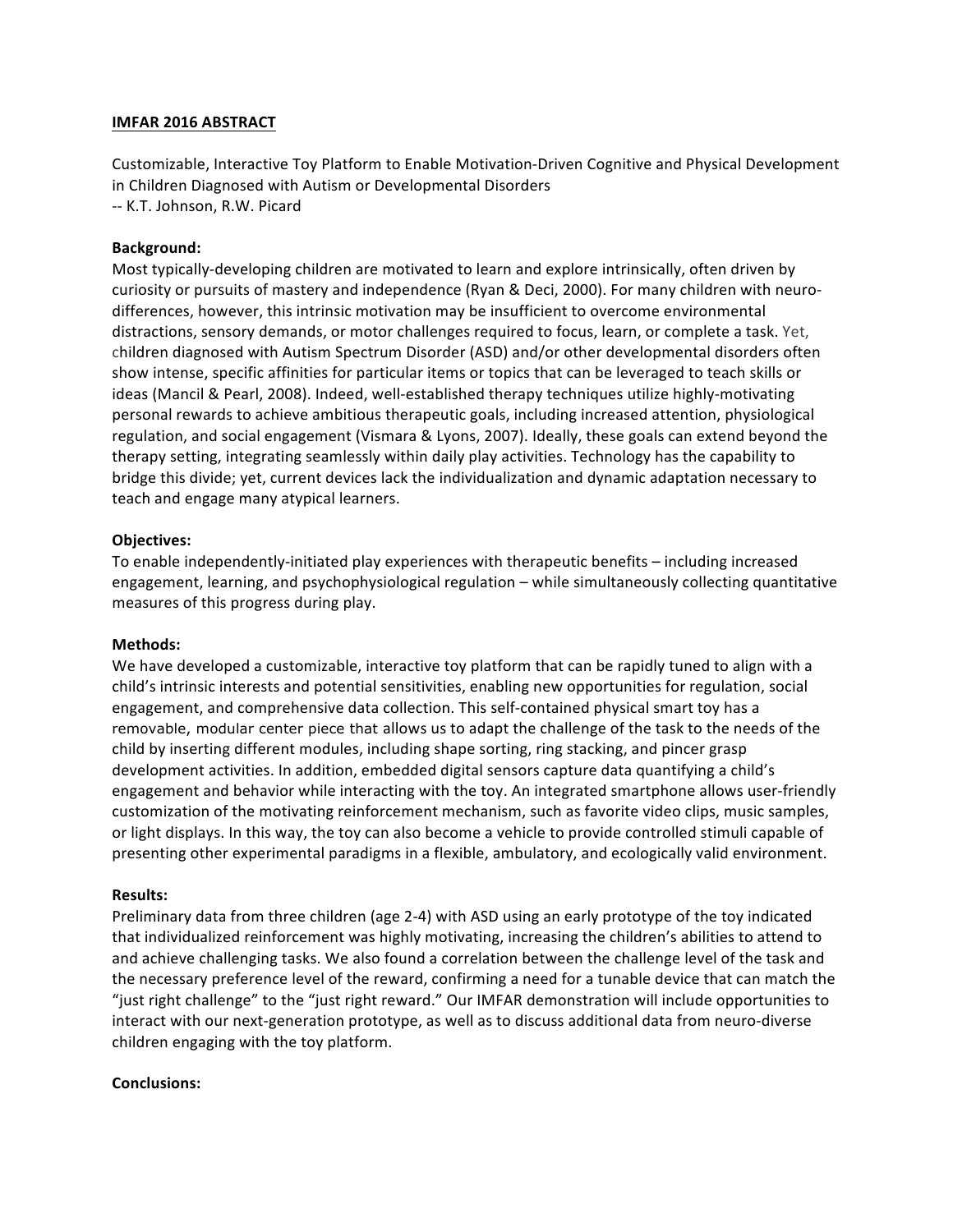**IMFAR 2016 ABSTRACT**

Customizable, Interactive Toy Platform to Enable Motivation-Driven Cognitive and Physical Development in Children Diagnosed with Autism or Developmental Disorders
-- K.T. Johnson, R.W. Picard

**Background:**
Most typically-developing children are motivated to learn and explore intrinsically, often driven by curiosity or pursuits of mastery and independence (Ryan & Deci, 2000). For many children with neuro-differences, however, this intrinsic motivation may be insufficient to overcome environmental distractions, sensory demands, or motor challenges required to focus, learn, or complete a task. Yet, children diagnosed with Autism Spectrum Disorder (ASD) and/or other developmental disorders often show intense, specific affinities for particular items or topics that can be leveraged to teach skills or ideas (Mancil & Pearl, 2008). Indeed, well-established therapy techniques utilize highly-motivating personal rewards to achieve ambitious therapeutic goals, including increased attention, physiological regulation, and social engagement (Vismara & Lyons, 2007). Ideally, these goals can extend beyond the therapy setting, integrating seamlessly within daily play activities. Technology has the capability to bridge this divide; yet, current devices lack the individualization and dynamic adaptation necessary to teach and engage many atypical learners.

**Objectives:**
To enable independently-initiated play experiences with therapeutic benefits – including increased engagement, learning, and psychophysiological regulation – while simultaneously collecting quantitative measures of this progress during play.

**Methods:**
We have developed a customizable, interactive toy platform that can be rapidly tuned to align with a child's intrinsic interests and potential sensitivities, enabling new opportunities for regulation, social engagement, and comprehensive data collection. This self-contained physical smart toy has a removable, modular center piece that allows us to adapt the challenge of the task to the needs of the child by inserting different modules, including shape sorting, ring stacking, and pincer grasp development activities. In addition, embedded digital sensors capture data quantifying a child's engagement and behavior while interacting with the toy. An integrated smartphone allows user-friendly customization of the motivating reinforcement mechanism, such as favorite video clips, music samples, or light displays. In this way, the toy can also become a vehicle to provide controlled stimuli capable of presenting other experimental paradigms in a flexible, ambulatory, and ecologically valid environment.

**Results:**
Preliminary data from three children (age 2-4) with ASD using an early prototype of the toy indicated that individualized reinforcement was highly motivating, increasing the children's abilities to attend to and achieve challenging tasks. We also found a correlation between the challenge level of the task and the necessary preference level of the reward, confirming a need for a tunable device that can match the "just right challenge" to the "just right reward." Our IMFAR demonstration will include opportunities to interact with our next-generation prototype, as well as to discuss additional data from neuro-diverse children engaging with the toy platform.

**Conclusions:**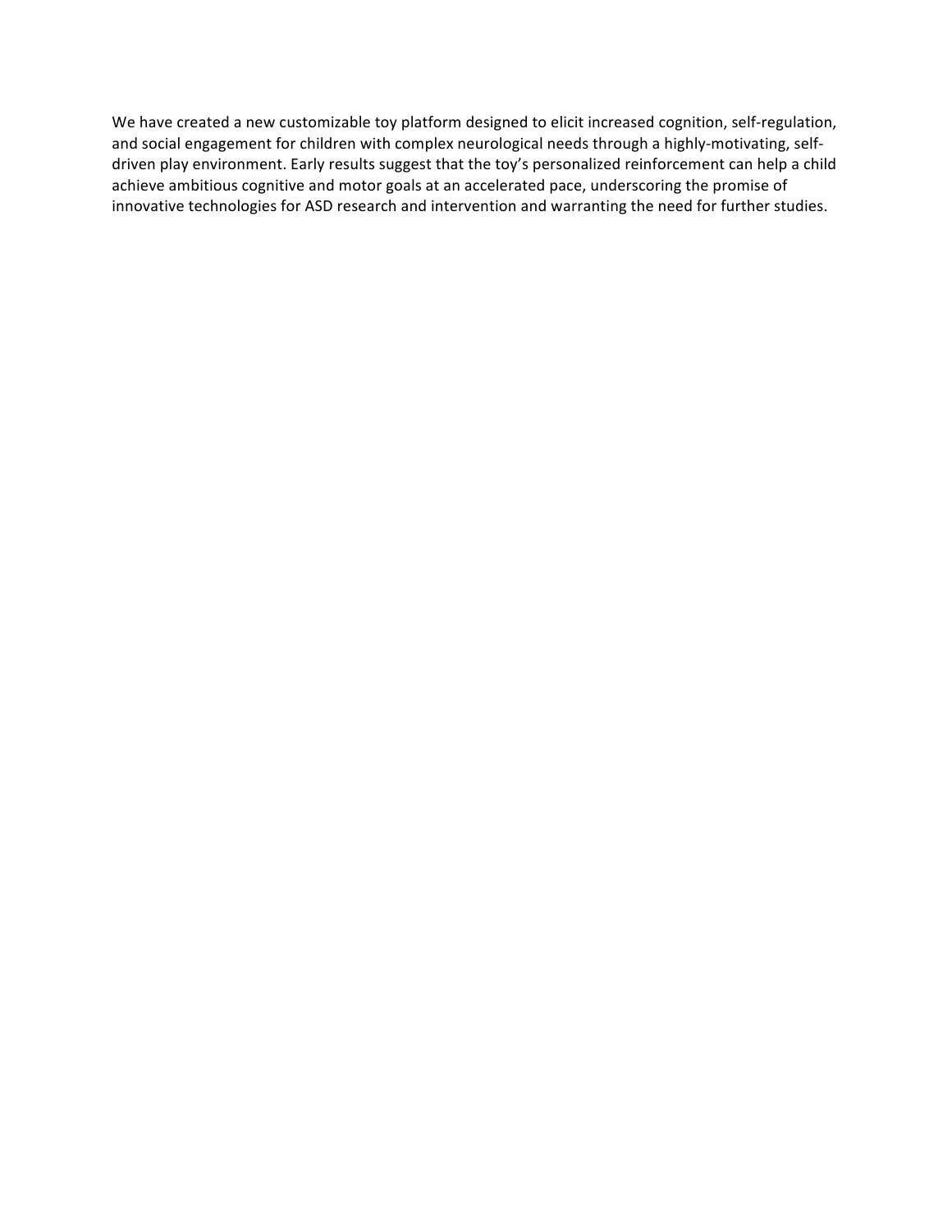We have created a new customizable toy platform designed to elicit increased cognition, self-regulation, and social engagement for children with complex neurological needs through a highly-motivating, self-driven play environment. Early results suggest that the toy's personalized reinforcement can help a child achieve ambitious cognitive and motor goals at an accelerated pace, underscoring the promise of innovative technologies for ASD research and intervention and warranting the need for further studies.